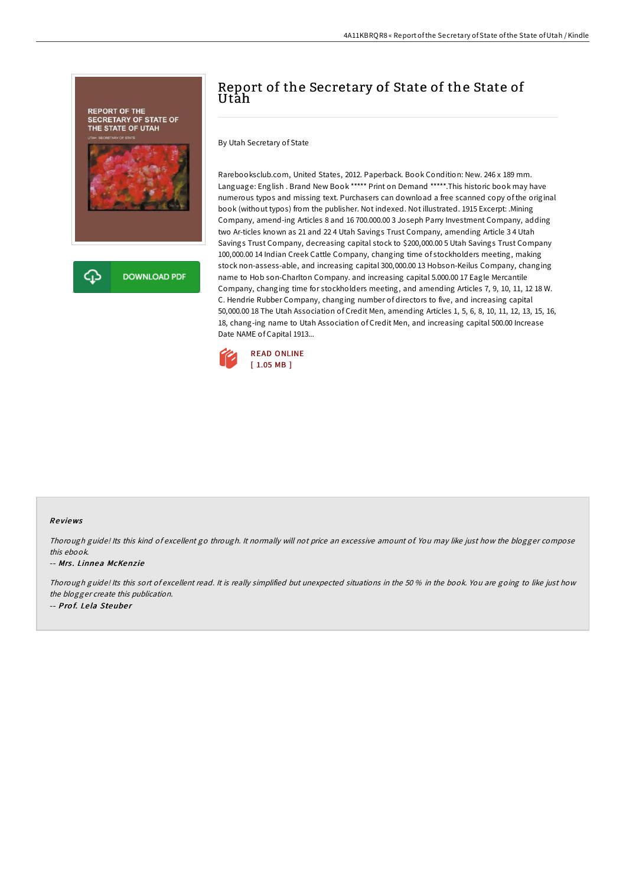# Report of the Secretary of State of the State of Utah

By Utah Secretary of State

Rarebooksclub.com, United States, 2012. Paperback. Book Condition: New. 246 x 189 mm. Language: English . Brand New Book ***** Print on Demand *****.This historic book may have numerous typos and missing text. Purchasers can download a free scanned copy of the original book (without typos) from the publisher. Not indexed. Not illustrated. 1915 Excerpt: .Mining Company, amend-ing Articles 8 and 16 700.000.00 3 Joseph Parry Investment Company, adding two Ar-ticles known as 21 and 22 4 Utah Savings Trust Company, amending Article 3 4 Utah Savings Trust Company, decreasing capital stock to $200,000.00 5 Utah Savings Trust Company 100,000.00 14 Indian Creek Cattle Company, changing time of stockholders meeting, making stock non-assess-able, and increasing capital 300,000.00 13 Hobson-Keilus Company, changing name to Hob son-Charlton Company. and increasing capital 5.000.00 17 Eagle Mercantile Company, changing time for stockholders meeting, and amending Articles 7, 9, 10, 11, 12 18 W. C. Hendrie Rubber Company, changing number of directors to five, and increasing capital 50,000.00 18 The Utah Association of Credit Men, amending Articles 1, 5, 6, 8, 10, 11, 12, 13, 15, 16, 18, chang-ing name to Utah Association of Credit Men, and increasing capital 500.00 Increase Date NAME of Capital 1913...

READ ONLINE
[ 1.05 MB ]

### Reviews

*Thorough guide! Its this kind of excellent go through. It normally will not price an excessive amount of. You may like just how the blogger compose this ebook.*

-- ***Mrs. Linnea McKenzie***

*Thorough guide! Its this sort of excellent read. It is really simplified but unexpected situations in the 50 % in the book. You are going to like just how the blogger create this publication.*

-- ***Prof. Lela Steuber***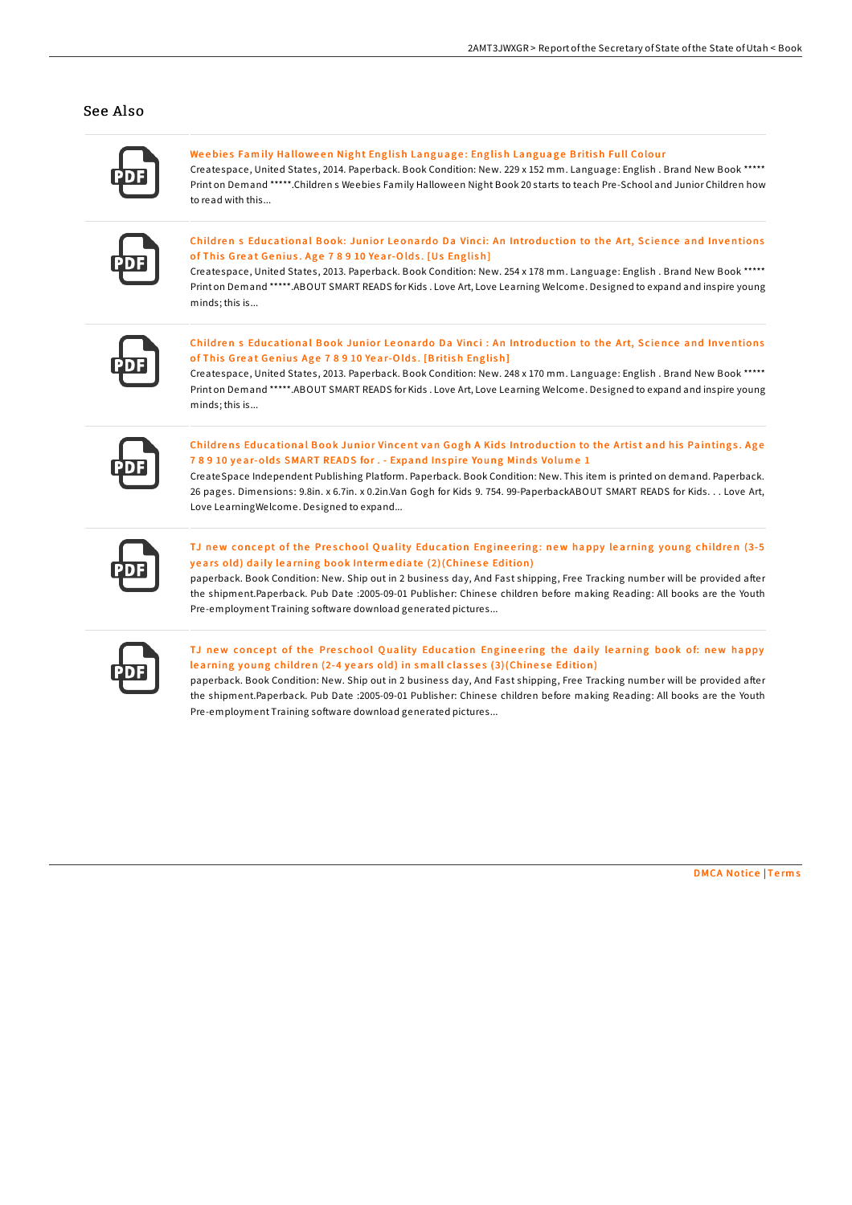## See Also

### Weebies Family Halloween Night English Language: English Language British Full Colour

Createspace, United States, 2014. Paperback. Book Condition: New. 229 x 152 mm. Language: English . Brand New Book ***** Print on Demand *****.Children s Weebies Family Halloween Night Book 20 starts to teach Pre-School and Junior Children how to read with this...

### Children s Educational Book: Junior Leonardo Da Vinci: An Introduction to the Art, Science and Inventions of This Great Genius. Age 7 8 9 10 Year-Olds. [Us English]

Createspace, United States, 2013. Paperback. Book Condition: New. 254 x 178 mm. Language: English . Brand New Book ***** Print on Demand *****.ABOUT SMART READS for Kids . Love Art, Love Learning Welcome. Designed to expand and inspire young minds; this is...

### Children s Educational Book Junior Leonardo Da Vinci : An Introduction to the Art, Science and Inventions of This Great Genius Age 7 8 9 10 Year-Olds. [British English]

Createspace, United States, 2013. Paperback. Book Condition: New. 248 x 170 mm. Language: English . Brand New Book ***** Print on Demand *****.ABOUT SMART READS for Kids . Love Art, Love Learning Welcome. Designed to expand and inspire young minds; this is...

### Childrens Educational Book Junior Vincent van Gogh A Kids Introduction to the Artist and his Paintings. Age 7 8 9 10 year-olds SMART READS for . - Expand Inspire Young Minds Volume 1

CreateSpace Independent Publishing Platform. Paperback. Book Condition: New. This item is printed on demand. Paperback. 26 pages. Dimensions: 9.8in. x 6.7in. x 0.2in.Van Gogh for Kids 9. 754. 99-PaperbackABOUT SMART READS for Kids. . . Love Art, Love LearningWelcome. Designed to expand...

### TJ new concept of the Preschool Quality Education Engineering: new happy learning young children (3-5 years old) daily learning book Intermediate (2)(Chinese Edition)

paperback. Book Condition: New. Ship out in 2 business day, And Fast shipping, Free Tracking number will be provided after the shipment.Paperback. Pub Date :2005-09-01 Publisher: Chinese children before making Reading: All books are the Youth Pre-employment Training software download generated pictures...

### TJ new concept of the Preschool Quality Education Engineering the daily learning book of: new happy learning young children (2-4 years old) in small classes (3)(Chinese Edition)

paperback. Book Condition: New. Ship out in 2 business day, And Fast shipping, Free Tracking number will be provided after the shipment.Paperback. Pub Date :2005-09-01 Publisher: Chinese children before making Reading: All books are the Youth Pre-employment Training software download generated pictures...

DMCA Notice | Terms